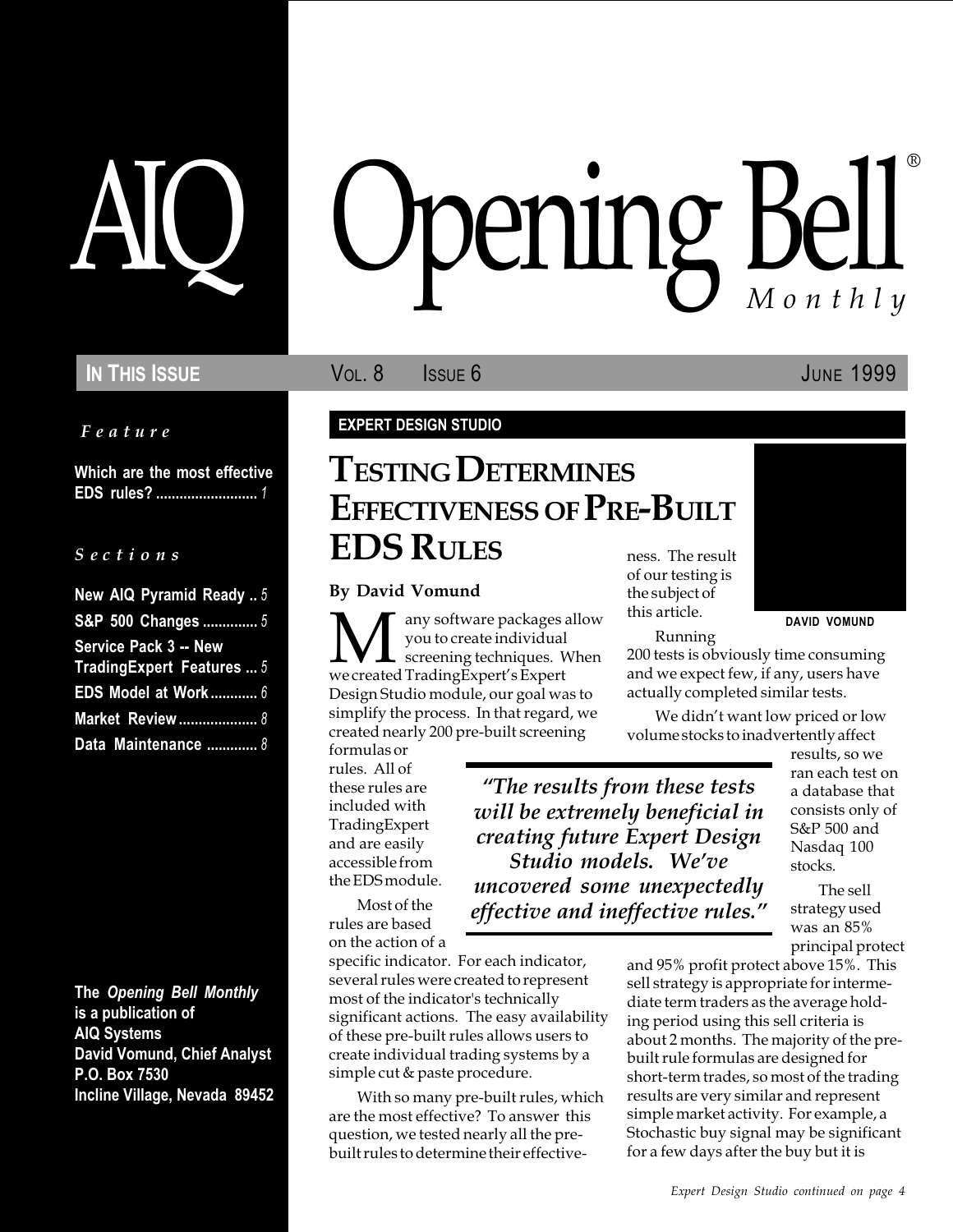# AIQ Opening Bell® Monthly

**IN THIS ISSUE** VOL. 8 ISSUE 6 JUNE 1999

*Feature*

**Which are the most effective EDS rules?** .......................... *1*

*Sections*

**New AIQ Pyramid Ready** .. *5*
**S&P 500 Changes** ............. *5*
**Service Pack 3 -- New TradingExpert Features** ... *5*
**EDS Model at Work** ............ *6*
**Market Review** .................... *8*
**Data Maintenance** ............ *8*

**The *Opening Bell Monthly* is a publication of AIQ Systems**
**David Vomund, Chief Analyst**
**P.O. Box 7530**
**Incline Village, Nevada 89452**

**EXPERT DESIGN STUDIO**

## TESTING DETERMINES EFFECTIVENESS OF PRE-BUILT EDS RULES

**By David Vomund**

DAVID VOMUND

Many software packages allow you to create individual screening techniques. When we created TradingExpert's Expert Design Studio module, our goal was to simplify the process. In that regard, we created nearly 200 pre-built screening formulas or rules. All of these rules are included with TradingExpert and are easily accessible from the EDS module.

Most of the rules are based on the action of a specific indicator. For each indicator, several rules were created to represent most of the indicator's technically significant actions. The easy availability of these pre-built rules allows users to create individual trading systems by a simple cut & paste procedure.

With so many pre-built rules, which are the most effective? To answer this question, we tested nearly all the pre-built rules to determine their effectiveness. The result of our testing is the subject of this article.

> *"The results from these tests will be extremely beneficial in creating future Expert Design Studio models. We've uncovered some unexpectedly effective and ineffective rules."*

Running 200 tests is obviously time consuming and we expect few, if any, users have actually completed similar tests.

We didn't want low priced or low volume stocks to inadvertently affect results, so we ran each test on a database that consists only of S&P 500 and Nasdaq 100 stocks.

The sell strategy used was an 85% principal protect and 95% profit protect above 15%. This sell strategy is appropriate for intermediate term traders as the average holding period using this sell criteria is about 2 months. The majority of the pre-built rule formulas are designed for short-term trades, so most of the trading results are very similar and represent simple market activity. For example, a Stochastic buy signal may be significant for a few days after the buy but it is

*Expert Design Studio continued on page 4*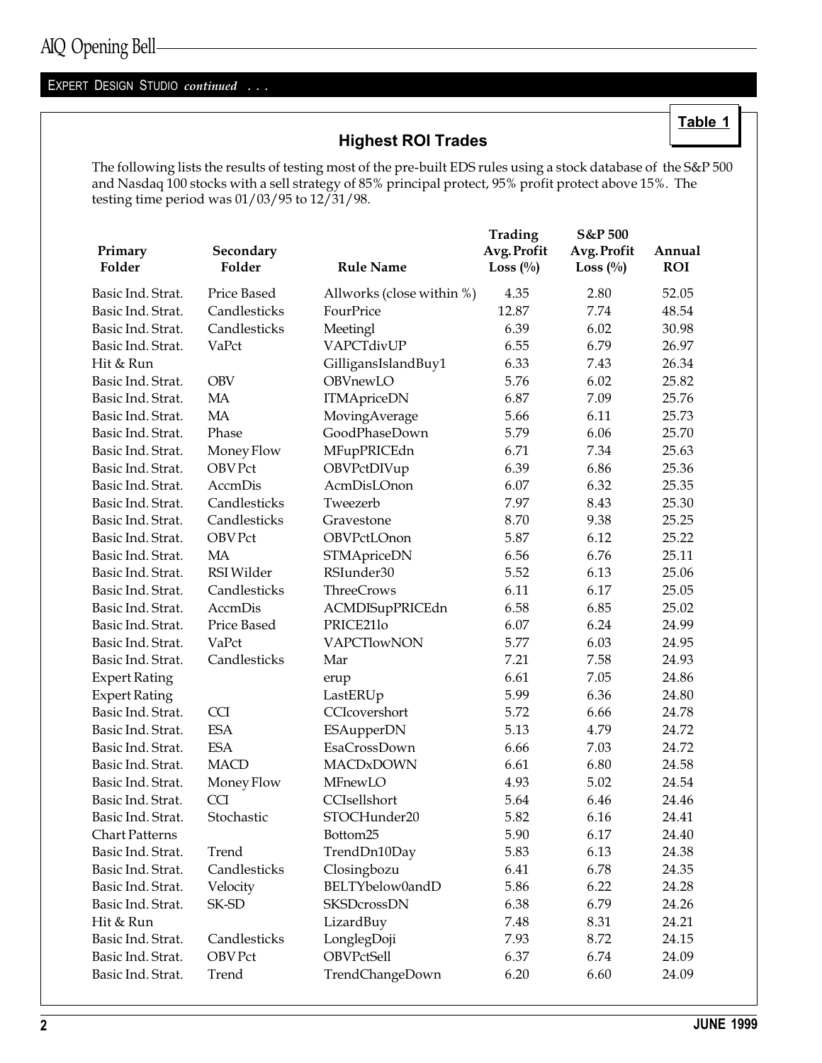EXPERT DESIGN STUDIO *continued* . . .

**Table 1**

## Highest ROI Trades

The following lists the results of testing most of the pre-built EDS rules using a stock database of the S&P 500 and Nasdaq 100 stocks with a sell strategy of 85% principal protect, 95% profit protect above 15%. The testing time period was 01/03/95 to 12/31/98.

| Primary Folder | Secondary Folder | Rule Name | Trading Avg. Profit Loss (%) | S&P 500 Avg. Profit Loss (%) | Annual ROI |
|---|---|---|---|---|---|
| Basic Ind. Strat. | Price Based | Allworks (close within %) | 4.35 | 2.80 | 52.05 |
| Basic Ind. Strat. | Candlesticks | FourPrice | 12.87 | 7.74 | 48.54 |
| Basic Ind. Strat. | Candlesticks | Meetingl | 6.39 | 6.02 | 30.98 |
| Basic Ind. Strat. | VaPct | VAPCTdivUP | 6.55 | 6.79 | 26.97 |
| Hit & Run | | GilligansIslandBuy1 | 6.33 | 7.43 | 26.34 |
| Basic Ind. Strat. | OBV | OBVnewLO | 5.76 | 6.02 | 25.82 |
| Basic Ind. Strat. | MA | ITMApriceDN | 6.87 | 7.09 | 25.76 |
| Basic Ind. Strat. | MA | MovingAverage | 5.66 | 6.11 | 25.73 |
| Basic Ind. Strat. | Phase | GoodPhaseDown | 5.79 | 6.06 | 25.70 |
| Basic Ind. Strat. | Money Flow | MFupPRICEdn | 6.71 | 7.34 | 25.63 |
| Basic Ind. Strat. | OBV Pct | OBVPctDIVup | 6.39 | 6.86 | 25.36 |
| Basic Ind. Strat. | AccmDis | AcmDisLOnon | 6.07 | 6.32 | 25.35 |
| Basic Ind. Strat. | Candlesticks | Tweezerb | 7.97 | 8.43 | 25.30 |
| Basic Ind. Strat. | Candlesticks | Gravestone | 8.70 | 9.38 | 25.25 |
| Basic Ind. Strat. | OBV Pct | OBVPctLOnon | 5.87 | 6.12 | 25.22 |
| Basic Ind. Strat. | MA | STMApriceDN | 6.56 | 6.76 | 25.11 |
| Basic Ind. Strat. | RSI Wilder | RSIunder30 | 5.52 | 6.13 | 25.06 |
| Basic Ind. Strat. | Candlesticks | ThreeCrows | 6.11 | 6.17 | 25.05 |
| Basic Ind. Strat. | AccmDis | ACMDISupPRICEdn | 6.58 | 6.85 | 25.02 |
| Basic Ind. Strat. | Price Based | PRICE21lo | 6.07 | 6.24 | 24.99 |
| Basic Ind. Strat. | VaPct | VAPCTlowNON | 5.77 | 6.03 | 24.95 |
| Basic Ind. Strat. | Candlesticks | Mar | 7.21 | 7.58 | 24.93 |
| Expert Rating | | erup | 6.61 | 7.05 | 24.86 |
| Expert Rating | | LastERUp | 5.99 | 6.36 | 24.80 |
| Basic Ind. Strat. | CCI | CCIcovershort | 5.72 | 6.66 | 24.78 |
| Basic Ind. Strat. | ESA | ESAupperDN | 5.13 | 4.79 | 24.72 |
| Basic Ind. Strat. | ESA | EsaCrossDown | 6.66 | 7.03 | 24.72 |
| Basic Ind. Strat. | MACD | MACDxDOWN | 6.61 | 6.80 | 24.58 |
| Basic Ind. Strat. | Money Flow | MFnewLO | 4.93 | 5.02 | 24.54 |
| Basic Ind. Strat. | CCI | CCIsellshort | 5.64 | 6.46 | 24.46 |
| Basic Ind. Strat. | Stochastic | STOCHunder20 | 5.82 | 6.16 | 24.41 |
| Chart Patterns | | Bottom25 | 5.90 | 6.17 | 24.40 |
| Basic Ind. Strat. | Trend | TrendDn10Day | 5.83 | 6.13 | 24.38 |
| Basic Ind. Strat. | Candlesticks | Closingbozu | 6.41 | 6.78 | 24.35 |
| Basic Ind. Strat. | Velocity | BELTYbelow0andD | 5.86 | 6.22 | 24.28 |
| Basic Ind. Strat. | SK-SD | SKSDcrossDN | 6.38 | 6.79 | 24.26 |
| Hit & Run | | LizardBuy | 7.48 | 8.31 | 24.21 |
| Basic Ind. Strat. | Candlesticks | LonglegDoji | 7.93 | 8.72 | 24.15 |
| Basic Ind. Strat. | OBV Pct | OBVPctSell | 6.37 | 6.74 | 24.09 |
| Basic Ind. Strat. | Trend | TrendChangeDown | 6.20 | 6.60 | 24.09 |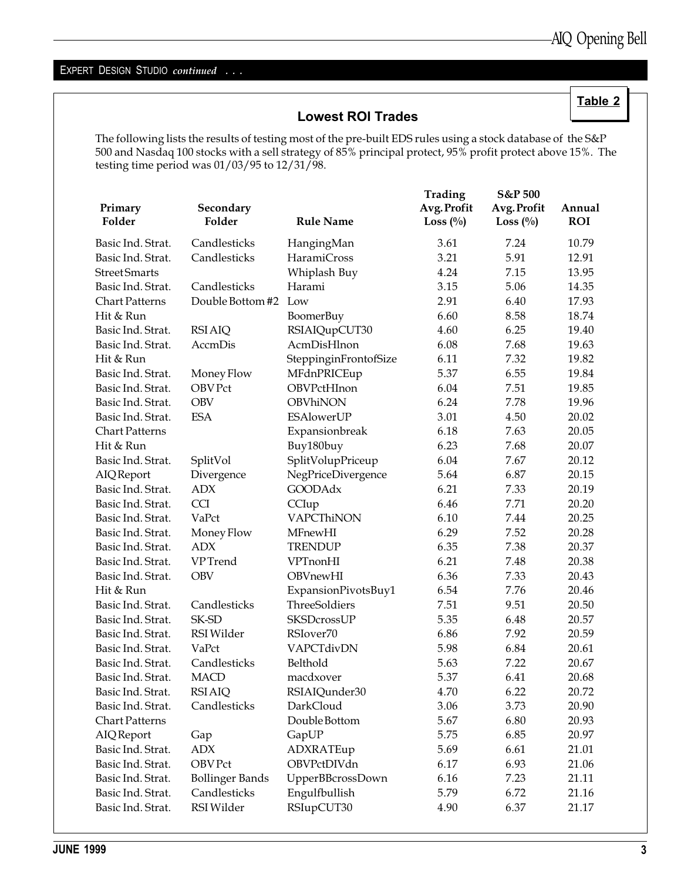EXPERT DESIGN STUDIO *continued* . . .

**Table 2**

## Lowest ROI Trades

The following lists the results of testing most of the pre-built EDS rules using a stock database of the S&P 500 and Nasdaq 100 stocks with a sell strategy of 85% principal protect, 95% profit protect above 15%. The testing time period was 01/03/95 to 12/31/98.

| Primary Folder | Secondary Folder | Rule Name | Trading Avg. Profit Loss (%) | S&P 500 Avg. Profit Loss (%) | Annual ROI |
|---|---|---|---|---|---|
| Basic Ind. Strat. | Candlesticks | HangingMan | 3.61 | 7.24 | 10.79 |
| Basic Ind. Strat. | Candlesticks | HaramiCross | 3.21 | 5.91 | 12.91 |
| Street Smarts | | Whiplash Buy | 4.24 | 7.15 | 13.95 |
| Basic Ind. Strat. | Candlesticks | Harami | 3.15 | 5.06 | 14.35 |
| Chart Patterns | Double Bottom #2 | Low | 2.91 | 6.40 | 17.93 |
| Hit & Run | | BoomerBuy | 6.60 | 8.58 | 18.74 |
| Basic Ind. Strat. | RSI AIQ | RSIAIQupCUT30 | 4.60 | 6.25 | 19.40 |
| Basic Ind. Strat. | AccmDis | AcmDisHlnon | 6.08 | 7.68 | 19.63 |
| Hit & Run | | SteppinginFrontofSize | 6.11 | 7.32 | 19.82 |
| Basic Ind. Strat. | Money Flow | MFdnPRICEup | 5.37 | 6.55 | 19.84 |
| Basic Ind. Strat. | OBV Pct | OBVPctHInon | 6.04 | 7.51 | 19.85 |
| Basic Ind. Strat. | OBV | OBVhiNON | 6.24 | 7.78 | 19.96 |
| Basic Ind. Strat. | ESA | ESAlowerUP | 3.01 | 4.50 | 20.02 |
| Chart Patterns | | Expansionbreak | 6.18 | 7.63 | 20.05 |
| Hit & Run | | Buy180buy | 6.23 | 7.68 | 20.07 |
| Basic Ind. Strat. | SplitVol | SplitVolupPriceup | 6.04 | 7.67 | 20.12 |
| AIQ Report | Divergence | NegPriceDivergence | 5.64 | 6.87 | 20.15 |
| Basic Ind. Strat. | ADX | GOODAdx | 6.21 | 7.33 | 20.19 |
| Basic Ind. Strat. | CCI | CCIup | 6.46 | 7.71 | 20.20 |
| Basic Ind. Strat. | VaPct | VAPCThiNON | 6.10 | 7.44 | 20.25 |
| Basic Ind. Strat. | Money Flow | MFnewHI | 6.29 | 7.52 | 20.28 |
| Basic Ind. Strat. | ADX | TRENDUP | 6.35 | 7.38 | 20.37 |
| Basic Ind. Strat. | VP Trend | VPTnonHI | 6.21 | 7.48 | 20.38 |
| Basic Ind. Strat. | OBV | OBVnewHI | 6.36 | 7.33 | 20.43 |
| Hit & Run | | ExpansionPivotsBuy1 | 6.54 | 7.76 | 20.46 |
| Basic Ind. Strat. | Candlesticks | ThreeSoldiers | 7.51 | 9.51 | 20.50 |
| Basic Ind. Strat. | SK-SD | SKSDcrossUP | 5.35 | 6.48 | 20.57 |
| Basic Ind. Strat. | RSI Wilder | RSIover70 | 6.86 | 7.92 | 20.59 |
| Basic Ind. Strat. | VaPct | VAPCTdivDN | 5.98 | 6.84 | 20.61 |
| Basic Ind. Strat. | Candlesticks | Belthold | 5.63 | 7.22 | 20.67 |
| Basic Ind. Strat. | MACD | macdxover | 5.37 | 6.41 | 20.68 |
| Basic Ind. Strat. | RSI AIQ | RSIAIQunder30 | 4.70 | 6.22 | 20.72 |
| Basic Ind. Strat. | Candlesticks | DarkCloud | 3.06 | 3.73 | 20.90 |
| Chart Patterns | | Double Bottom | 5.67 | 6.80 | 20.93 |
| AIQ Report | Gap | GapUP | 5.75 | 6.85 | 20.97 |
| Basic Ind. Strat. | ADX | ADXRATEup | 5.69 | 6.61 | 21.01 |
| Basic Ind. Strat. | OBV Pct | OBVPctDIVdn | 6.17 | 6.93 | 21.06 |
| Basic Ind. Strat. | Bollinger Bands | UpperBBcrossDown | 6.16 | 7.23 | 21.11 |
| Basic Ind. Strat. | Candlesticks | Engulfbullish | 5.79 | 6.72 | 21.16 |
| Basic Ind. Strat. | RSI Wilder | RSIupCUT30 | 4.90 | 6.37 | 21.17 |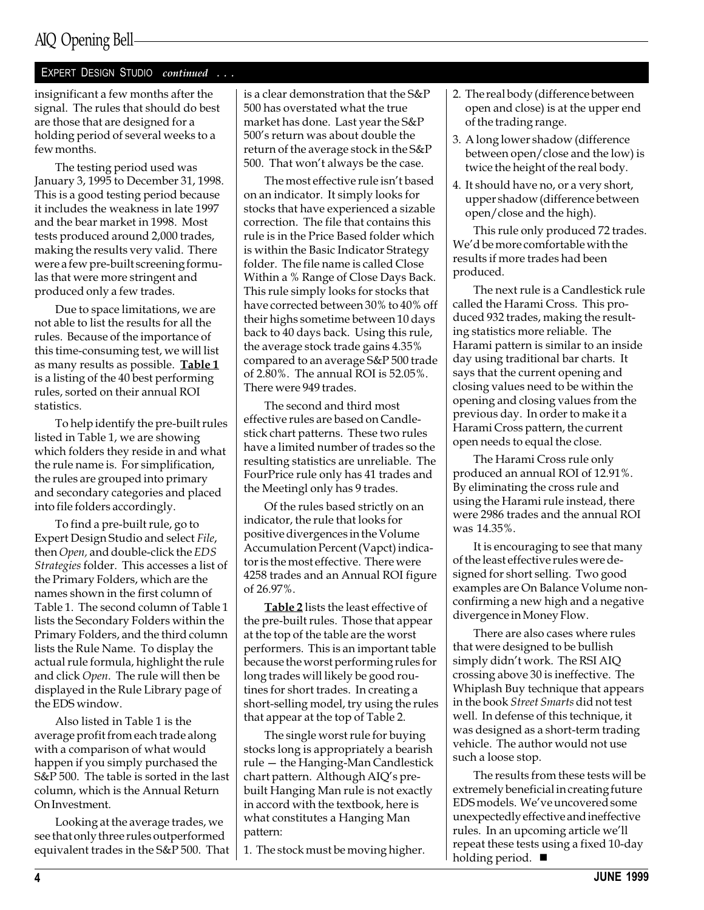EXPERT DESIGN STUDIO *continued* . . .

insignificant a few months after the signal. The rules that should do best are those that are designed for a holding period of several weeks to a few months.

The testing period used was January 3, 1995 to December 31, 1998. This is a good testing period because it includes the weakness in late 1997 and the bear market in 1998. Most tests produced around 2,000 trades, making the results very valid. There were a few pre-built screening formulas that were more stringent and produced only a few trades.

Due to space limitations, we are not able to list the results for all the rules. Because of the importance of this time-consuming test, we will list as many results as possible. **Table 1** is a listing of the 40 best performing rules, sorted on their annual ROI statistics.

To help identify the pre-built rules listed in Table 1, we are showing which folders they reside in and what the rule name is. For simplification, the rules are grouped into primary and secondary categories and placed into file folders accordingly.

To find a pre-built rule, go to Expert Design Studio and select *File*, then *Open,* and double-click the *EDS Strategies* folder. This accesses a list of the Primary Folders, which are the names shown in the first column of Table 1. The second column of Table 1 lists the Secondary Folders within the Primary Folders, and the third column lists the Rule Name. To display the actual rule formula, highlight the rule and click *Open*. The rule will then be displayed in the Rule Library page of the EDS window.

Also listed in Table 1 is the average profit from each trade along with a comparison of what would happen if you simply purchased the S&P 500. The table is sorted in the last column, which is the Annual Return On Investment.

Looking at the average trades, we see that only three rules outperformed equivalent trades in the S&P 500. That is a clear demonstration that the S&P 500 has overstated what the true market has done. Last year the S&P 500's return was about double the return of the average stock in the S&P 500. That won't always be the case.

The most effective rule isn't based on an indicator. It simply looks for stocks that have experienced a sizable correction. The file that contains this rule is in the Price Based folder which is within the Basic Indicator Strategy folder. The file name is called Close Within a % Range of Close Days Back. This rule simply looks for stocks that have corrected between 30% to 40% off their highs sometime between 10 days back to 40 days back. Using this rule, the average stock trade gains 4.35% compared to an average S&P 500 trade of 2.80%. The annual ROI is 52.05%. There were 949 trades.

The second and third most effective rules are based on Candlestick chart patterns. These two rules have a limited number of trades so the resulting statistics are unreliable. The FourPrice rule only has 41 trades and the MeetingI only has 9 trades.

Of the rules based strictly on an indicator, the rule that looks for positive divergences in the Volume Accumulation Percent (Vapct) indicator is the most effective. There were 4258 trades and an Annual ROI figure of 26.97%.

**Table 2** lists the least effective of the pre-built rules. Those that appear at the top of the table are the worst performers. This is an important table because the worst performing rules for long trades will likely be good routines for short trades. In creating a short-selling model, try using the rules that appear at the top of Table 2.

The single worst rule for buying stocks long is appropriately a bearish rule — the Hanging-Man Candlestick chart pattern. Although AIQ's pre-built Hanging Man rule is not exactly in accord with the textbook, here is what constitutes a Hanging Man pattern:

1. The stock must be moving higher.
2. The real body (difference between open and close) is at the upper end of the trading range.
3. A long lower shadow (difference between open/close and the low) is twice the height of the real body.
4. It should have no, or a very short, upper shadow (difference between open/close and the high).

This rule only produced 72 trades. We'd be more comfortable with the results if more trades had been produced.

The next rule is a Candlestick rule called the Harami Cross. This produced 932 trades, making the resulting statistics more reliable. The Harami pattern is similar to an inside day using traditional bar charts. It says that the current opening and closing values need to be within the opening and closing values from the previous day. In order to make it a Harami Cross pattern, the current open needs to equal the close.

The Harami Cross rule only produced an annual ROI of 12.91%. By eliminating the cross rule and using the Harami rule instead, there were 2986 trades and the annual ROI was 14.35%.

It is encouraging to see that many of the least effective rules were designed for short selling. Two good examples are On Balance Volume nonconfirming a new high and a negative divergence in Money Flow.

There are also cases where rules that were designed to be bullish simply didn't work. The RSI AIQ crossing above 30 is ineffective. The Whiplash Buy technique that appears in the book *Street Smarts* did not test well. In defense of this technique, it was designed as a short-term trading vehicle. The author would not use such a loose stop.

The results from these tests will be extremely beneficial in creating future EDS models. We've uncovered some unexpectedly effective and ineffective rules. In an upcoming article we'll repeat these tests using a fixed 10-day holding period. ■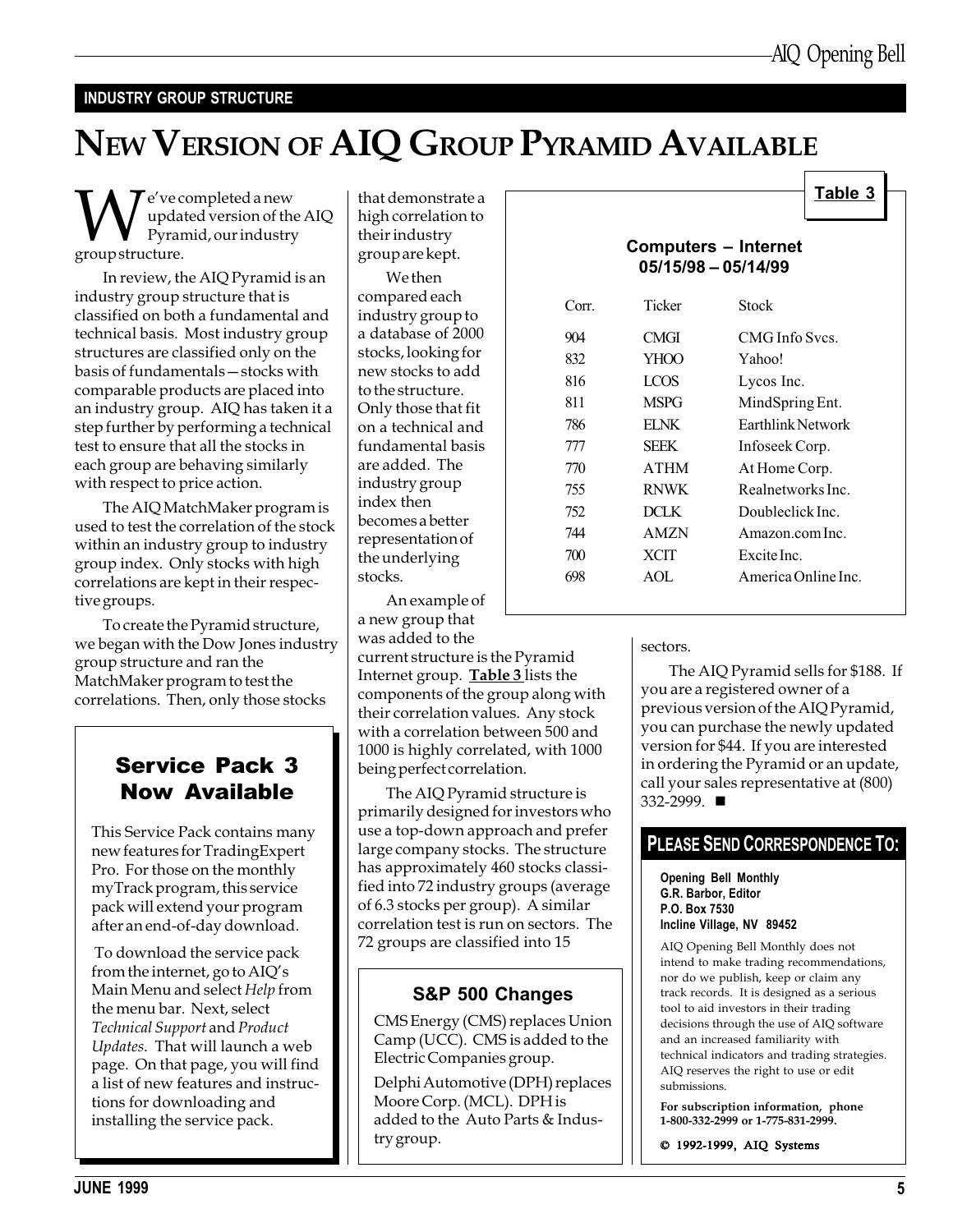INDUSTRY GROUP STRUCTURE

# NEW VERSION OF AIQ GROUP PYRAMID AVAILABLE

We've completed a new updated version of the AIQ Pyramid, our industry group structure.

In review, the AIQ Pyramid is an industry group structure that is classified on both a fundamental and technical basis. Most industry group structures are classified only on the basis of fundamentals—stocks with comparable products are placed into an industry group. AIQ has taken it a step further by performing a technical test to ensure that all the stocks in each group are behaving similarly with respect to price action.

The AIQ MatchMaker program is used to test the correlation of the stock within an industry group to industry group index. Only stocks with high correlations are kept in their respective groups.

To create the Pyramid structure, we began with the Dow Jones industry group structure and ran the MatchMaker program to test the correlations. Then, only those stocks that demonstrate a high correlation to their industry group are kept.

We then compared each industry group to a database of 2000 stocks, looking for new stocks to add to the structure. Only those that fit on a technical and fundamental basis are added. The industry group index then becomes a better representation of the underlying stocks.

An example of a new group that was added to the current structure is the Pyramid Internet group. **Table 3** lists the components of the group along with their correlation values. Any stock with a correlation between 500 and 1000 is highly correlated, with 1000 being perfect correlation.

**Table 3**

**Computers – Internet**
**05/15/98 – 05/14/99**

| Corr. | Ticker | Stock |
|---|---|---|
| 904 | CMGI | CMG Info Svcs. |
| 832 | YHOO | Yahoo! |
| 816 | LCOS | Lycos Inc. |
| 811 | MSPG | MindSpring Ent. |
| 786 | ELNK | Earthlink Network |
| 777 | SEEK | Infoseek Corp. |
| 770 | ATHM | At Home Corp. |
| 755 | RNWK | Realnetworks Inc. |
| 752 | DCLK | Doubleclick Inc. |
| 744 | AMZN | Amazon.com Inc. |
| 700 | XCIT | Excite Inc. |
| 698 | AOL | America Online Inc. |

The AIQ Pyramid structure is primarily designed for investors who use a top-down approach and prefer large company stocks. The structure has approximately 460 stocks classified into 72 industry groups (average of 6.3 stocks per group). A similar correlation test is run on sectors. The 72 groups are classified into 15 sectors.

The AIQ Pyramid sells for $188. If you are a registered owner of a previous version of the AIQ Pyramid, you can purchase the newly updated version for $44. If you are interested in ordering the Pyramid or an update, call your sales representative at (800) 332-2999. ■

## Service Pack 3 Now Available

This Service Pack contains many new features for TradingExpert Pro. For those on the monthly myTrack program, this service pack will extend your program after an end-of-day download.

To download the service pack from the internet, go to AIQ's Main Menu and select *Help* from the menu bar. Next, select *Technical Support* and *Product Updates*. That will launch a web page. On that page, you will find a list of new features and instructions for downloading and installing the service pack.

## S&P 500 Changes

CMS Energy (CMS) replaces Union Camp (UCC). CMS is added to the Electric Companies group.

Delphi Automotive (DPH) replaces Moore Corp. (MCL). DPH is added to the Auto Parts & Industry group.

## PLEASE SEND CORRESPONDENCE TO:

**Opening Bell Monthly**
**G.R. Barbor, Editor**
**P.O. Box 7530**
**Incline Village, NV 89452**

AIQ Opening Bell Monthly does not intend to make trading recommendations, nor do we publish, keep or claim any track records. It is designed as a serious tool to aid investors in their trading decisions through the use of AIQ software and an increased familiarity with technical indicators and trading strategies. AIQ reserves the right to use or edit submissions.

**For subscription information, phone 1-800-332-2999 or 1-775-831-2999.**

© 1992-1999, AIQ Systems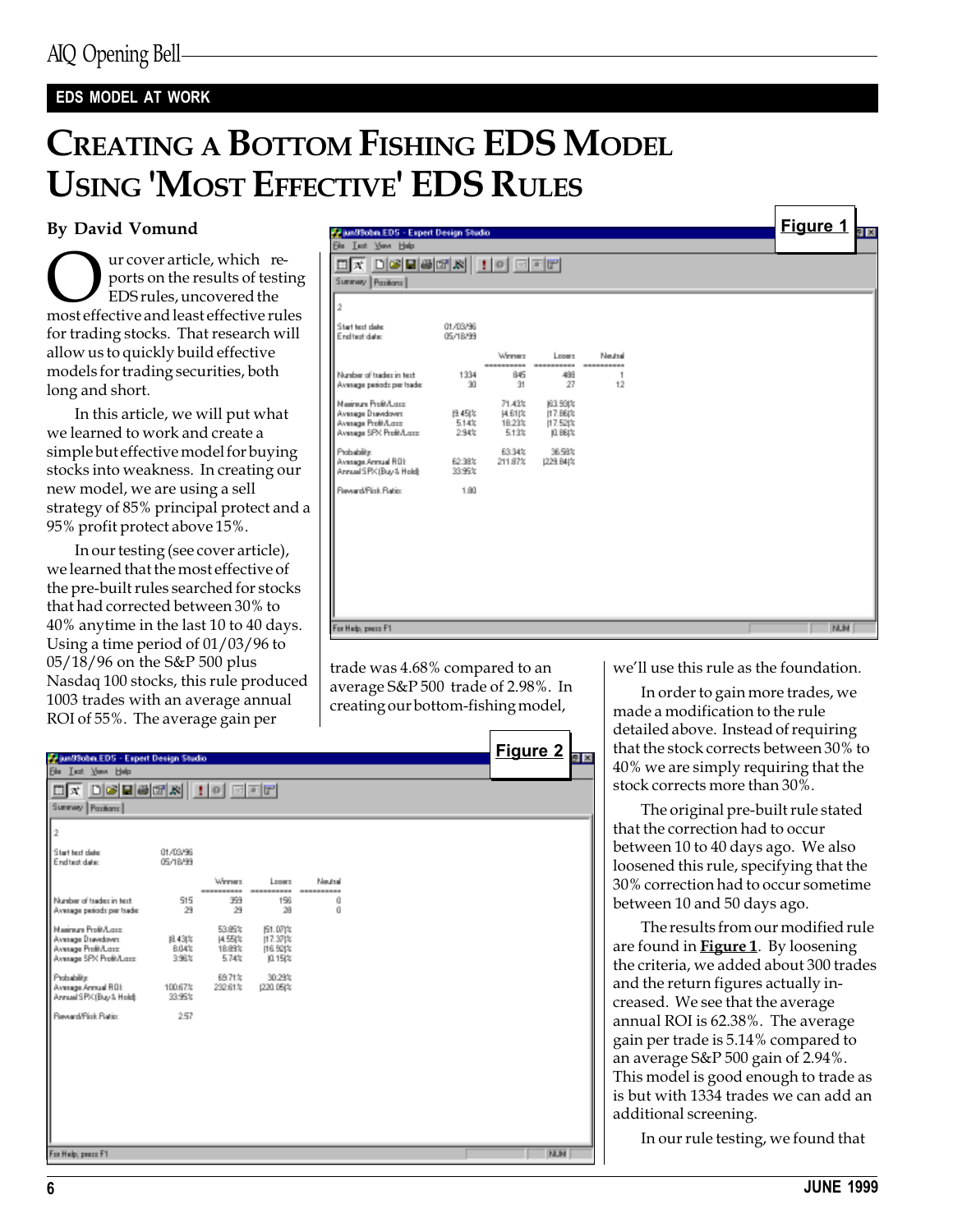## EDS MODEL AT WORK

# CREATING A BOTTOM FISHING EDS MODEL USING 'MOST EFFECTIVE' EDS RULES

**By David Vomund**

Our cover article, which reports on the results of testing EDS rules, uncovered the most effective and least effective rules for trading stocks. That research will allow us to quickly build effective models for trading securities, both long and short.

In this article, we will put what we learned to work and create a simple but effective model for buying stocks into weakness. In creating our new model, we are using a sell strategy of 85% principal protect and a 95% profit protect above 15%.

In our testing (see cover article), we learned that the most effective of the pre-built rules searched for stocks that had corrected between 30% to 40% anytime in the last 10 to 40 days. Using a time period of 01/03/96 to 05/18/96 on the S&P 500 plus Nasdaq 100 stocks, this rule produced 1003 trades with an average annual ROI of 55%. The average gain per trade was 4.68% compared to an average S&P 500 trade of 2.98%. In creating our bottom-fishing model, we'll use this rule as the foundation.

**Figure 1**

| | | Winners | Losers | Neutral |
|---|---|---|---|---|
| Start test date: | 01/03/96 | | | |
| End test date: | 05/18/99 | | | |
| Number of trades in test: | 1334 | 845 | 488 | 1 |
| Average periods per trade: | 30 | 31 | 27 | 12 |
| Maximum Profit/Loss: | | 71.43% | (63.93)% | |
| Average Drawdown: | (9.45)% | (4.61)% | (17.86)% | |
| Average Profit/Loss: | 5.14% | 18.23% | (17.52)% | |
| Average SPX Profit/Loss: | 2.94% | 5.13% | (0.86)% | |
| Probability: | | 63.34% | 36.58% | |
| Average Annual ROI: | 62.38% | 211.87% | (229.84)% | |
| Annual SPX (Buy & Hold): | 33.95% | | | |
| Reward/Risk Ratio: | 1.80 | | | |

In order to gain more trades, we made a modification to the rule detailed above. Instead of requiring that the stock corrects between 30% to 40% we are simply requiring that the stock corrects more than 30%.

The original pre-built rule stated that the correction had to occur between 10 to 40 days ago. We also loosened this rule, specifying that the 30% correction had to occur sometime between 10 and 50 days ago.

The results from our modified rule are found in **Figure 1**. By loosening the criteria, we added about 300 trades and the return figures actually increased. We see that the average annual ROI is 62.38%. The average gain per trade is 5.14% compared to an average S&P 500 gain of 2.94%. This model is good enough to trade as is but with 1334 trades we can add an additional screening.

**Figure 2**

| | | Winners | Losers | Neutral |
|---|---|---|---|---|
| Start test date: | 01/03/96 | | | |
| End test date: | 05/18/99 | | | |
| Number of trades in test: | 515 | 359 | 156 | 0 |
| Average periods per trade: | 29 | 29 | 28 | 0 |
| Maximum Profit/Loss: | | 53.85% | (51.07)% | |
| Average Drawdown: | (8.43)% | (4.55)% | (17.37)% | |
| Average Profit/Loss: | 8.04% | 18.89% | (16.92)% | |
| Average SPX Profit/Loss: | 3.96% | 5.74% | (0.15)% | |
| Probability: | | 69.71% | 30.29% | |
| Average Annual ROI: | 100.67% | 232.61% | (220.05)% | |
| Annual SPX (Buy & Hold): | 33.95% | | | |
| Reward/Risk Ratio: | 2.57 | | | |

In our rule testing, we found that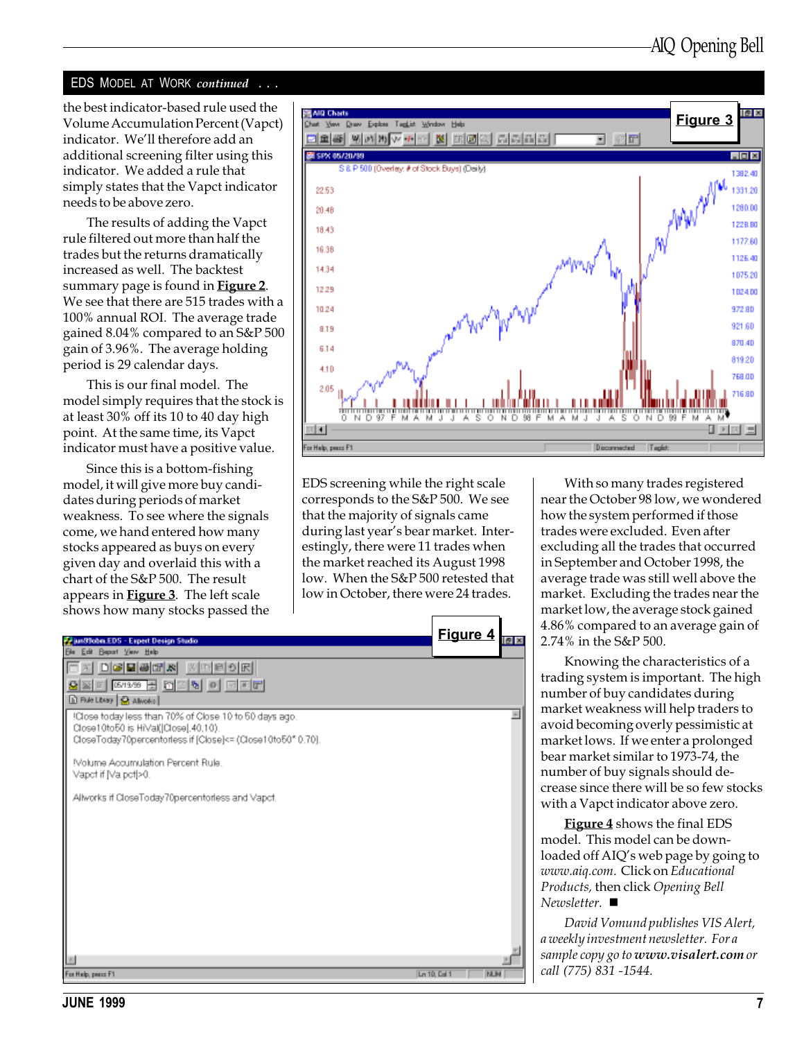## EDS MODEL AT WORK *continued . . .*

the best indicator-based rule used the Volume Accumulation Percent (Vapct) indicator. We'll therefore add an additional screening filter using this indicator. We added a rule that simply states that the Vapct indicator needs to be above zero.

The results of adding the Vapct rule filtered out more than half the trades but the returns dramatically increased as well. The backtest summary page is found in **Figure 2**. We see that there are 515 trades with a 100% annual ROI. The average trade gained 8.04% compared to an S&P 500 gain of 3.96%. The average holding period is 29 calendar days.

This is our final model. The model simply requires that the stock is at least 30% off its 10 to 40 day high point. At the same time, its Vapct indicator must have a positive value.

Since this is a bottom-fishing model, it will give more buy candidates during periods of market weakness. To see where the signals come, we hand entered how many stocks appeared as buys on every given day and overlaid this with a chart of the S&P 500. The result appears in **Figure 3**. The left scale shows how many stocks passed the EDS screening while the right scale corresponds to the S&P 500. We see that the majority of signals came during last year's bear market. Interestingly, there were 11 trades when the market reached its August 1998 low. When the S&P 500 retested that low in October, there were 24 trades.

**Figure 3**

**Figure 4**

```
!Close today less than 70% of Close 10 to 50 days ago.
Close10to50 is HiVal([Close],40,10).
CloseToday70percentorless if [Close]<= (Close10to50* 0.70).

!Volume Accumulation Percent Rule.
Vapct if [Va pct]>0.

Allworks if CloseToday70percentorless and Vapct.
```

With so many trades registered near the October 98 low, we wondered how the system performed if those trades were excluded. Even after excluding all the trades that occurred in September and October 1998, the average trade was still well above the market. Excluding the trades near the market low, the average stock gained 4.86% compared to an average gain of 2.74% in the S&P 500.

Knowing the characteristics of a trading system is important. The high number of buy candidates during market weakness will help traders to avoid becoming overly pessimistic at market lows. If we enter a prolonged bear market similar to 1973-74, the number of buy signals should decrease since there will be so few stocks with a Vapct indicator above zero.

**Figure 4** shows the final EDS model. This model can be downloaded off AIQ's web page by going to *www.aiq.com*. Click on *Educational Products,* then click *Opening Bell Newsletter.* ■

*David Vomund publishes VIS Alert, a weekly investment newsletter. For a sample copy go to* ***www.visalert.com*** *or call (775) 831 -1544.*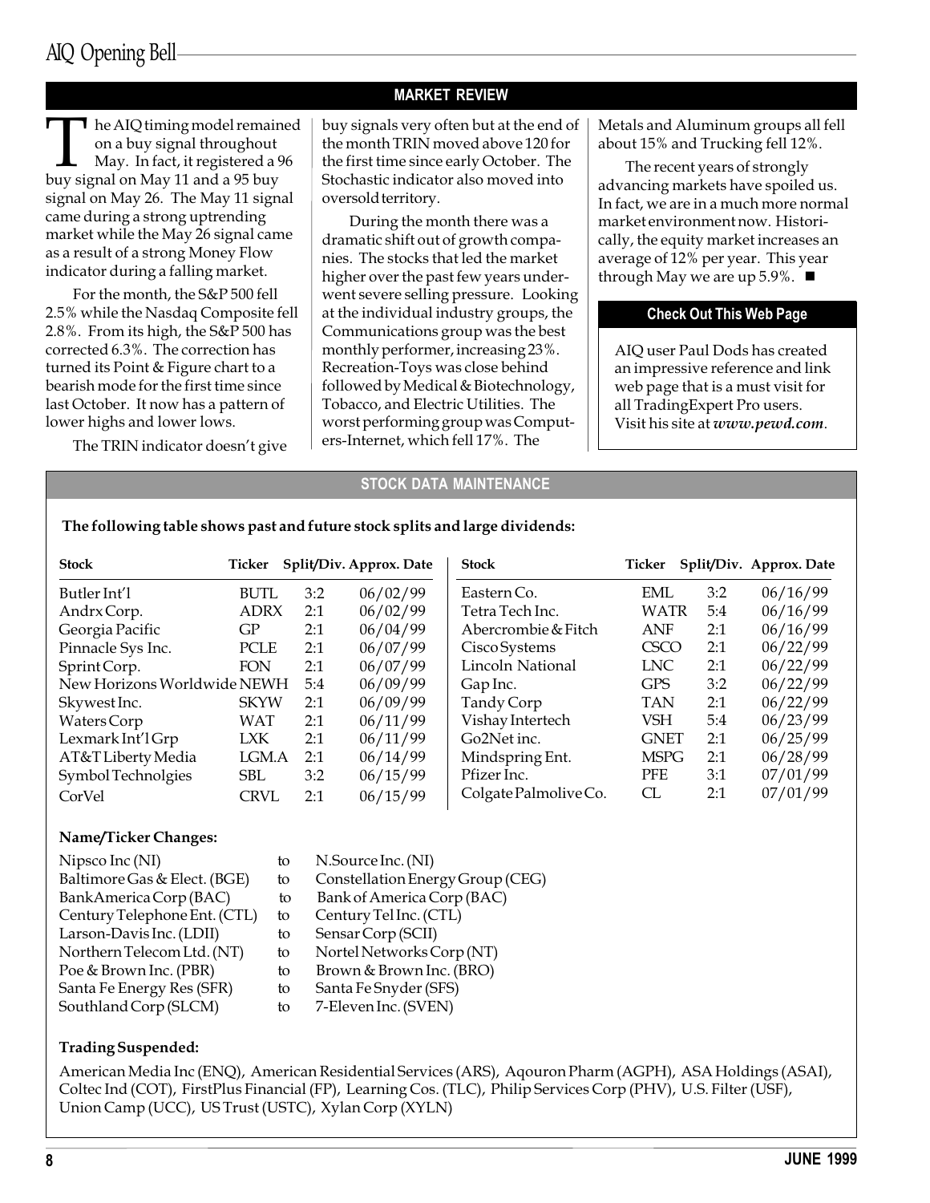## MARKET REVIEW

The AIQ timing model remained on a buy signal throughout May. In fact, it registered a 96 buy signal on May 11 and a 95 buy signal on May 26. The May 11 signal came during a strong uptrending market while the May 26 signal came as a result of a strong Money Flow indicator during a falling market.

For the month, the S&P 500 fell 2.5% while the Nasdaq Composite fell 2.8%. From its high, the S&P 500 has corrected 6.3%. The correction has turned its Point & Figure chart to a bearish mode for the first time since last October. It now has a pattern of lower highs and lower lows.

The TRIN indicator doesn't give buy signals very often but at the end of the month TRIN moved above 120 for the first time since early October. The Stochastic indicator also moved into oversold territory.

During the month there was a dramatic shift out of growth companies. The stocks that led the market higher over the past few years underwent severe selling pressure. Looking at the individual industry groups, the Communications group was the best monthly performer, increasing 23%. Recreation-Toys was close behind followed by Medical & Biotechnology, Tobacco, and Electric Utilities. The worst performing group was Computers-Internet, which fell 17%. The Metals and Aluminum groups all fell about 15% and Trucking fell 12%.

The recent years of strongly advancing markets have spoiled us. In fact, we are in a much more normal market environment now. Historically, the equity market increases an average of 12% per year. This year through May we are up 5.9%. ■

### Check Out This Web Page

AIQ user Paul Dods has created an impressive reference and link web page that is a must visit for all TradingExpert Pro users. Visit his site at ***www.pewd.com***.

## STOCK DATA MAINTENANCE

**The following table shows past and future stock splits and large dividends:**

| Stock | Ticker | Split/Div. | Approx. Date |
|---|---|---|---|
| Butler Int'l | BUTL | 3:2 | 06/02/99 |
| Andrx Corp. | ADRX | 2:1 | 06/02/99 |
| Georgia Pacific | GP | 2:1 | 06/04/99 |
| Pinnacle Sys Inc. | PCLE | 2:1 | 06/07/99 |
| Sprint Corp. | FON | 2:1 | 06/07/99 |
| New Horizons Worldwide | NEWH | 5:4 | 06/09/99 |
| Skywest Inc. | SKYW | 2:1 | 06/09/99 |
| Waters Corp | WAT | 2:1 | 06/11/99 |
| Lexmark Int'l Grp | LXK | 2:1 | 06/11/99 |
| AT&T Liberty Media | LGM.A | 2:1 | 06/14/99 |
| Symbol Technolgies | SBL | 3:2 | 06/15/99 |
| CorVel | CRVL | 2:1 | 06/15/99 |
| Eastern Co. | EML | 3:2 | 06/16/99 |
| Tetra Tech Inc. | WATR | 5:4 | 06/16/99 |
| Abercrombie & Fitch | ANF | 2:1 | 06/16/99 |
| Cisco Systems | CSCO | 2:1 | 06/22/99 |
| Lincoln National | LNC | 2:1 | 06/22/99 |
| Gap Inc. | GPS | 3:2 | 06/22/99 |
| Tandy Corp | TAN | 2:1 | 06/22/99 |
| Vishay Intertech | VSH | 5:4 | 06/23/99 |
| Go2Net inc. | GNET | 2:1 | 06/25/99 |
| Mindspring Ent. | MSPG | 2:1 | 06/28/99 |
| Pfizer Inc. | PFE | 3:1 | 07/01/99 |
| Colgate Palmolive Co. | CL | 2:1 | 07/01/99 |

**Name/Ticker Changes:**

| | | |
|---|---|---|
| Nipsco Inc (NI) | to | N.Source Inc. (NI) |
| Baltimore Gas & Elect. (BGE) | to | Constellation Energy Group (CEG) |
| BankAmerica Corp (BAC) | to | Bank of America Corp (BAC) |
| Century Telephone Ent. (CTL) | to | Century Tel Inc. (CTL) |
| Larson-Davis Inc. (LDII) | to | Sensar Corp (SCII) |
| Northern Telecom Ltd. (NT) | to | Nortel Networks Corp (NT) |
| Poe & Brown Inc. (PBR) | to | Brown & Brown Inc. (BRO) |
| Santa Fe Energy Res (SFR) | to | Santa Fe Snyder (SFS) |
| Southland Corp (SLCM) | to | 7-Eleven Inc. (SVEN) |

**Trading Suspended:**

American Media Inc (ENQ), American Residential Services (ARS), Aqouron Pharm (AGPH), ASA Holdings (ASAI), Coltec Ind (COT), FirstPlus Financial (FP), Learning Cos. (TLC), Philip Services Corp (PHV), U.S. Filter (USF), Union Camp (UCC), US Trust (USTC), Xylan Corp (XYLN)